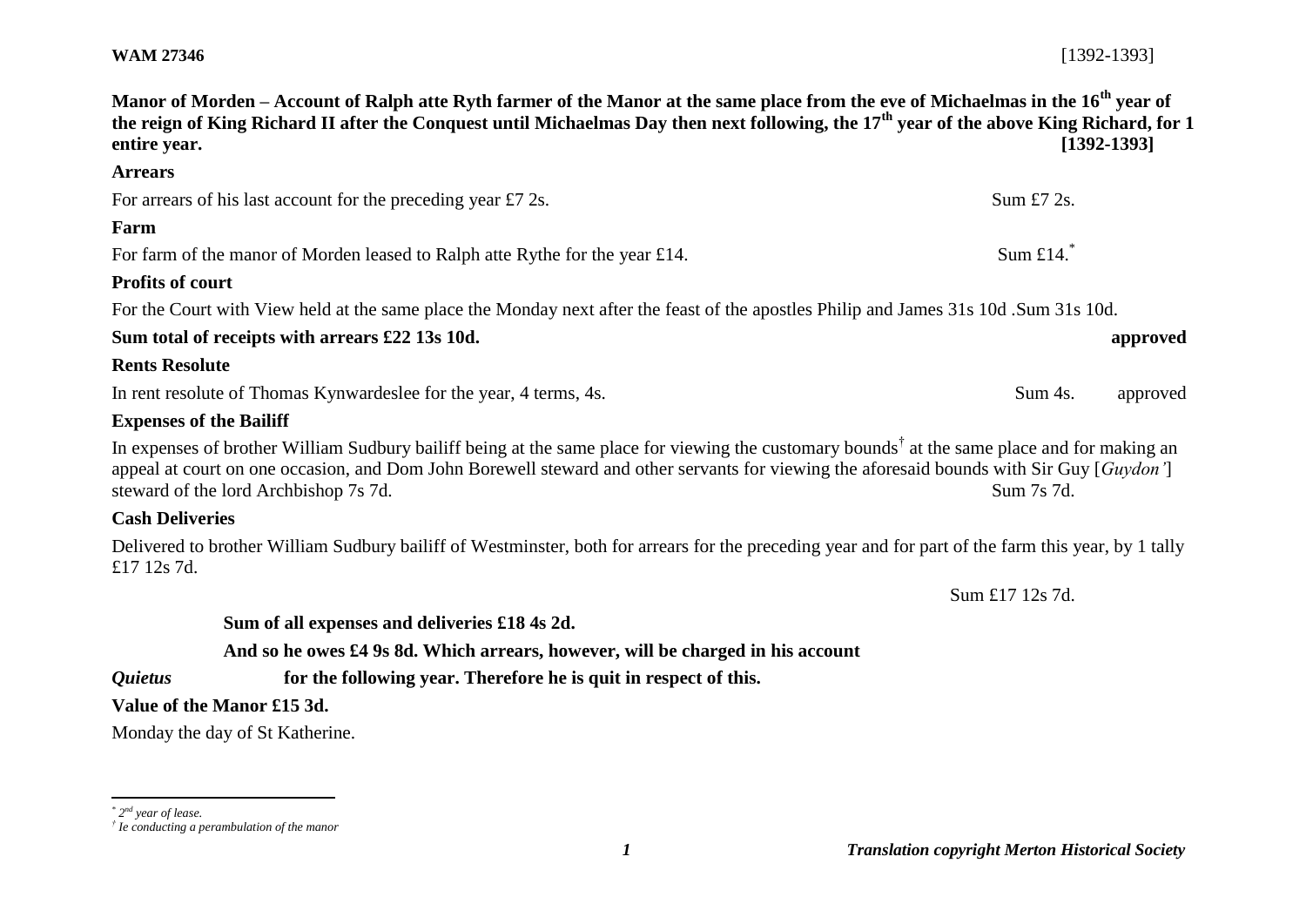**WAM 27346** [1392-1393]

**Manor of Morden – Account of Ralph atte Ryth farmer of the Manor at the same place from the eve of Michaelmas in the 16th year of the reign of King Richard II after the Conquest until Michaelmas Day then next following, the 17th year of the above King Richard, for 1 entire year. [1392-1393]**

**Arrears**

For arrears of his last account for the preceding year £7 2s. Sum £7 2s.

**Farm**

For farm of the manor of Morden leased to Ralph atte Rythe for the year £14. Sum £14.*

**Profits of court**

For the Court with View held at the same place the Monday next after the feast of the apostles Philip and James 31s 10d .Sum 31s 10d.

**Sum total of receipts with arrears £22 13s 10d. approved**

**Rents Resolute**

In rent resolute of Thomas Kynwardeslee for the year, 4 terms, 4s. Sum 4s. approved

**Expenses of the Bailiff**

In expenses of brother William Sudbury bailiff being at the same place for viewing the customary bounds† at the same place and for making an appeal at court on one occasion, and Dom John Borewell steward and other servants for viewing the aforesaid bounds with Sir Guy [*Guydon'*] steward of the lord Archbishop 7s 7d. Sum 7s 7d.

**Cash Deliveries**

Delivered to brother William Sudbury bailiff of Westminster, both for arrears for the preceding year and for part of the farm this year, by 1 tally £17 12s 7d.

Sum £17 12s 7d.

**Sum of all expenses and deliveries £18 4s 2d.**

**And so he owes £4 9s 8d. Which arrears, however, will be charged in his account**

***Quietus*** **for the following year. Therefore he is quit in respect of this.**

**Value of the Manor £15 3d.**

Monday the day of St Katherine.

---

* *2nd year of lease.*

† *Ie conducting a perambulation of the manor*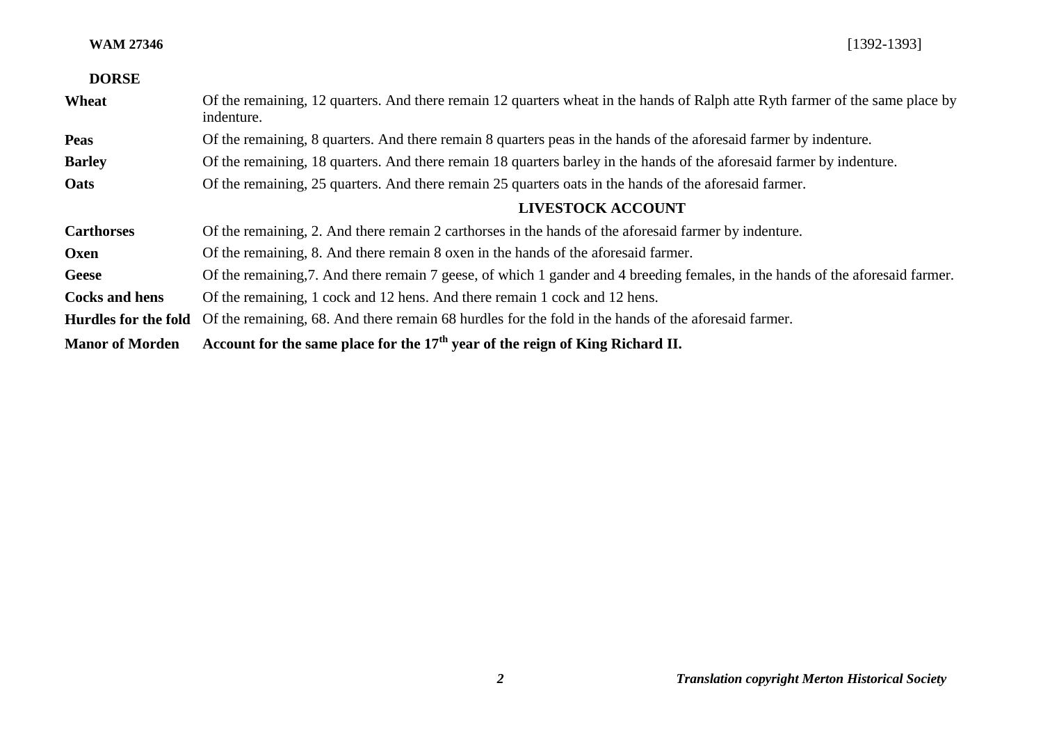**DORSE**

| | |
|---|---|
| **Wheat** | Of the remaining, 12 quarters. And there remain 12 quarters wheat in the hands of Ralph atte Ryth farmer of the same place by indenture. |
| **Peas** | Of the remaining, 8 quarters. And there remain 8 quarters peas in the hands of the aforesaid farmer by indenture. |
| **Barley** | Of the remaining, 18 quarters. And there remain 18 quarters barley in the hands of the aforesaid farmer by indenture. |
| **Oats** | Of the remaining, 25 quarters. And there remain 25 quarters oats in the hands of the aforesaid farmer. |
| | **LIVESTOCK ACCOUNT** |
| **Carthorses** | Of the remaining, 2. And there remain 2 carthorses in the hands of the aforesaid farmer by indenture. |
| **Oxen** | Of the remaining, 8. And there remain 8 oxen in the hands of the aforesaid farmer. |
| **Geese** | Of the remaining,7. And there remain 7 geese, of which 1 gander and 4 breeding females, in the hands of the aforesaid farmer. |
| **Cocks and hens** | Of the remaining, 1 cock and 12 hens. And there remain 1 cock and 12 hens. |
| **Hurdles for the fold** | Of the remaining, 68. And there remain 68 hurdles for the fold in the hands of the aforesaid farmer. |
| **Manor of Morden** | **Account for the same place for the 17th year of the reign of King Richard II.** |